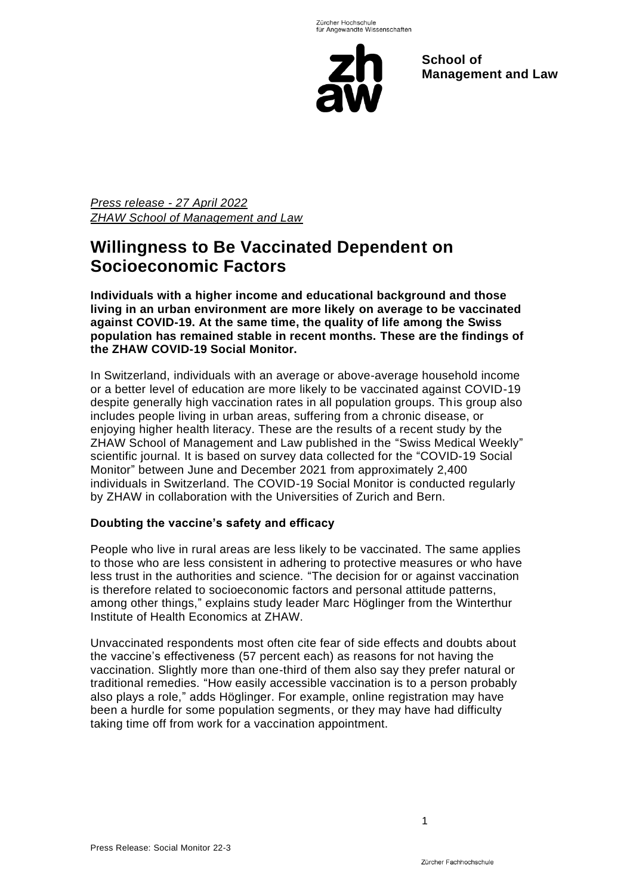*Press release - 27 April 2022*
*ZHAW School of Management and Law*

# Willingness to Be Vaccinated Dependent on Socioeconomic Factors

**Individuals with a higher income and educational background and those living in an urban environment are more likely on average to be vaccinated against COVID-19. At the same time, the quality of life among the Swiss population has remained stable in recent months. These are the findings of the ZHAW COVID-19 Social Monitor.**

In Switzerland, individuals with an average or above-average household income or a better level of education are more likely to be vaccinated against COVID-19 despite generally high vaccination rates in all population groups. This group also includes people living in urban areas, suffering from a chronic disease, or enjoying higher health literacy. These are the results of a recent study by the ZHAW School of Management and Law published in the "Swiss Medical Weekly" scientific journal. It is based on survey data collected for the "COVID-19 Social Monitor" between June and December 2021 from approximately 2,400 individuals in Switzerland. The COVID-19 Social Monitor is conducted regularly by ZHAW in collaboration with the Universities of Zurich and Bern.

### Doubting the vaccine's safety and efficacy

People who live in rural areas are less likely to be vaccinated. The same applies to those who are less consistent in adhering to protective measures or who have less trust in the authorities and science. "The decision for or against vaccination is therefore related to socioeconomic factors and personal attitude patterns, among other things," explains study leader Marc Höglinger from the Winterthur Institute of Health Economics at ZHAW.

Unvaccinated respondents most often cite fear of side effects and doubts about the vaccine's effectiveness (57 percent each) as reasons for not having the vaccination. Slightly more than one-third of them also say they prefer natural or traditional remedies. "How easily accessible vaccination is to a person probably also plays a role," adds Höglinger. For example, online registration may have been a hurdle for some population segments, or they may have had difficulty taking time off from work for a vaccination appointment.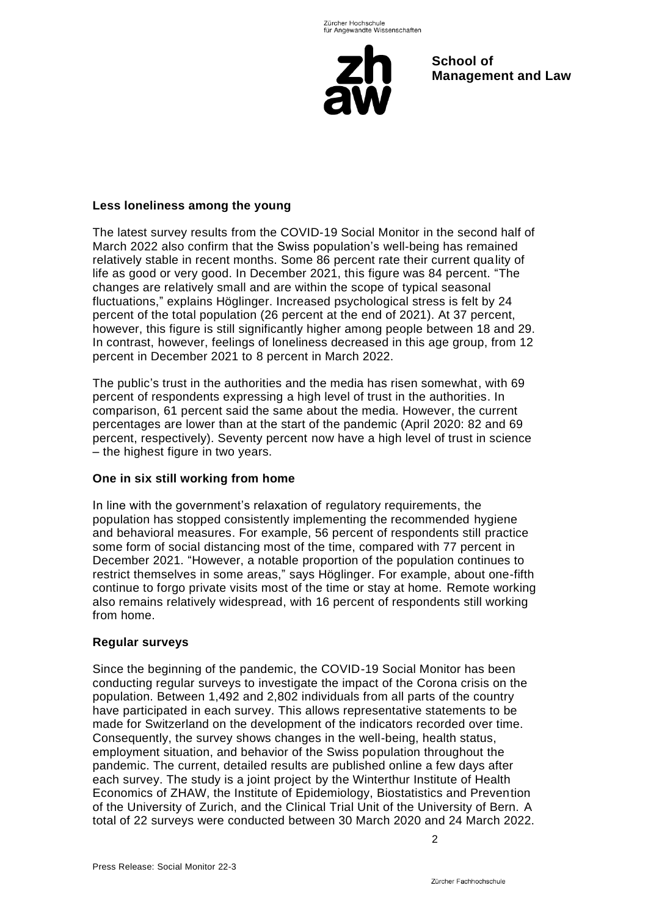### Less loneliness among the young

The latest survey results from the COVID-19 Social Monitor in the second half of March 2022 also confirm that the Swiss population's well-being has remained relatively stable in recent months. Some 86 percent rate their current quality of life as good or very good. In December 2021, this figure was 84 percent. "The changes are relatively small and are within the scope of typical seasonal fluctuations," explains Höglinger. Increased psychological stress is felt by 24 percent of the total population (26 percent at the end of 2021). At 37 percent, however, this figure is still significantly higher among people between 18 and 29. In contrast, however, feelings of loneliness decreased in this age group, from 12 percent in December 2021 to 8 percent in March 2022.

The public's trust in the authorities and the media has risen somewhat, with 69 percent of respondents expressing a high level of trust in the authorities. In comparison, 61 percent said the same about the media. However, the current percentages are lower than at the start of the pandemic (April 2020: 82 and 69 percent, respectively). Seventy percent now have a high level of trust in science – the highest figure in two years.

### One in six still working from home

In line with the government's relaxation of regulatory requirements, the population has stopped consistently implementing the recommended hygiene and behavioral measures. For example, 56 percent of respondents still practice some form of social distancing most of the time, compared with 77 percent in December 2021. "However, a notable proportion of the population continues to restrict themselves in some areas," says Höglinger. For example, about one-fifth continue to forgo private visits most of the time or stay at home. Remote working also remains relatively widespread, with 16 percent of respondents still working from home.

### Regular surveys

Since the beginning of the pandemic, the COVID-19 Social Monitor has been conducting regular surveys to investigate the impact of the Corona crisis on the population. Between 1,492 and 2,802 individuals from all parts of the country have participated in each survey. This allows representative statements to be made for Switzerland on the development of the indicators recorded over time. Consequently, the survey shows changes in the well-being, health status, employment situation, and behavior of the Swiss population throughout the pandemic. The current, detailed results are published online a few days after each survey. The study is a joint project by the Winterthur Institute of Health Economics of ZHAW, the Institute of Epidemiology, Biostatistics and Prevention of the University of Zurich, and the Clinical Trial Unit of the University of Bern. A total of 22 surveys were conducted between 30 March 2020 and 24 March 2022.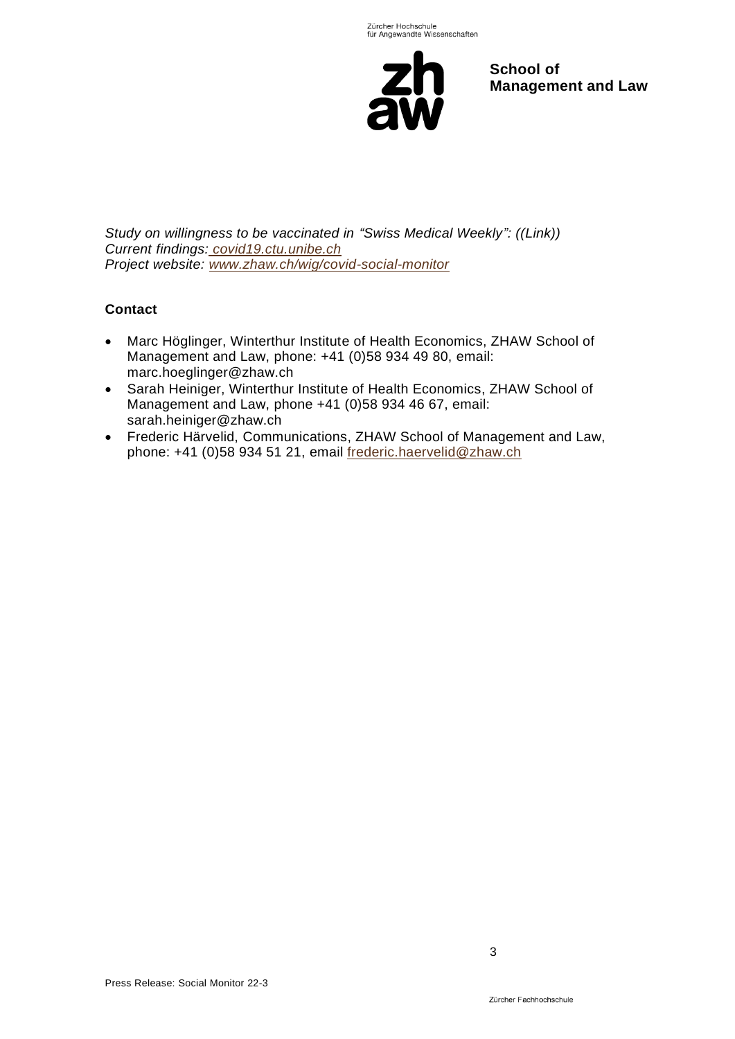*Study on willingness to be vaccinated in "Swiss Medical Weekly": ((Link))*
*Current findings: covid19.ctu.unibe.ch*
*Project website: www.zhaw.ch/wig/covid-social-monitor*

**Contact**

- Marc Höglinger, Winterthur Institute of Health Economics, ZHAW School of Management and Law, phone: +41 (0)58 934 49 80, email: marc.hoeglinger@zhaw.ch
- Sarah Heiniger, Winterthur Institute of Health Economics, ZHAW School of Management and Law, phone +41 (0)58 934 46 67, email: sarah.heiniger@zhaw.ch
- Frederic Härvelid, Communications, ZHAW School of Management and Law, phone: +41 (0)58 934 51 21, email frederic.haervelid@zhaw.ch